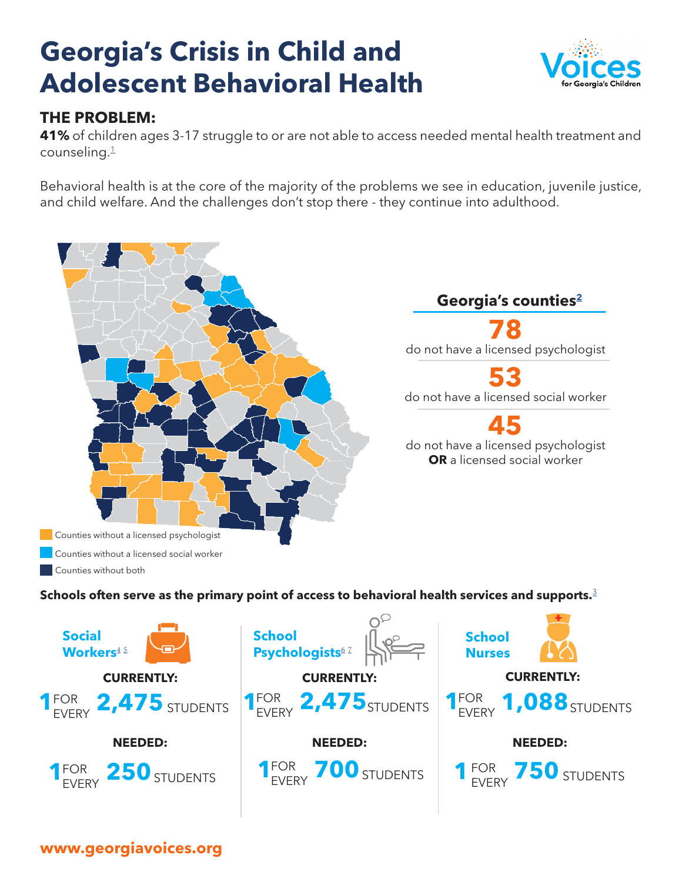# Georgia's Crisis in Child and Adolescent Behavioral Health

Voices for Georgia's Children

## THE PROBLEM:

**41%** of children ages 3-17 struggle to or are not able to access needed mental health treatment and counseling.[1]

Behavioral health is at the core of the majority of the problems we see in education, juvenile justice, and child welfare. And the challenges don't stop there - they continue into adulthood.

Counties without a licensed psychologist

Counties without a licensed social worker

Counties without both

### Georgia's counties[2]

**78**
do not have a licensed psychologist

**53**
do not have a licensed social worker

**45**
do not have a licensed psychologist **OR** a licensed social worker

**Schools often serve as the primary point of access to behavioral health services and supports.**[3]

| | Social Workers[4] [5] | School Psychologists[6] [7] | School Nurses |
|---|---|---|---|
| **CURRENTLY:** | 1 FOR EVERY **2,475** STUDENTS | 1 FOR EVERY **2,475** STUDENTS | 1 FOR EVERY **1,088** STUDENTS |
| **NEEDED:** | 1 FOR EVERY **250** STUDENTS | 1 FOR EVERY **700** STUDENTS | 1 FOR EVERY **750** STUDENTS |

www.georgiavoices.org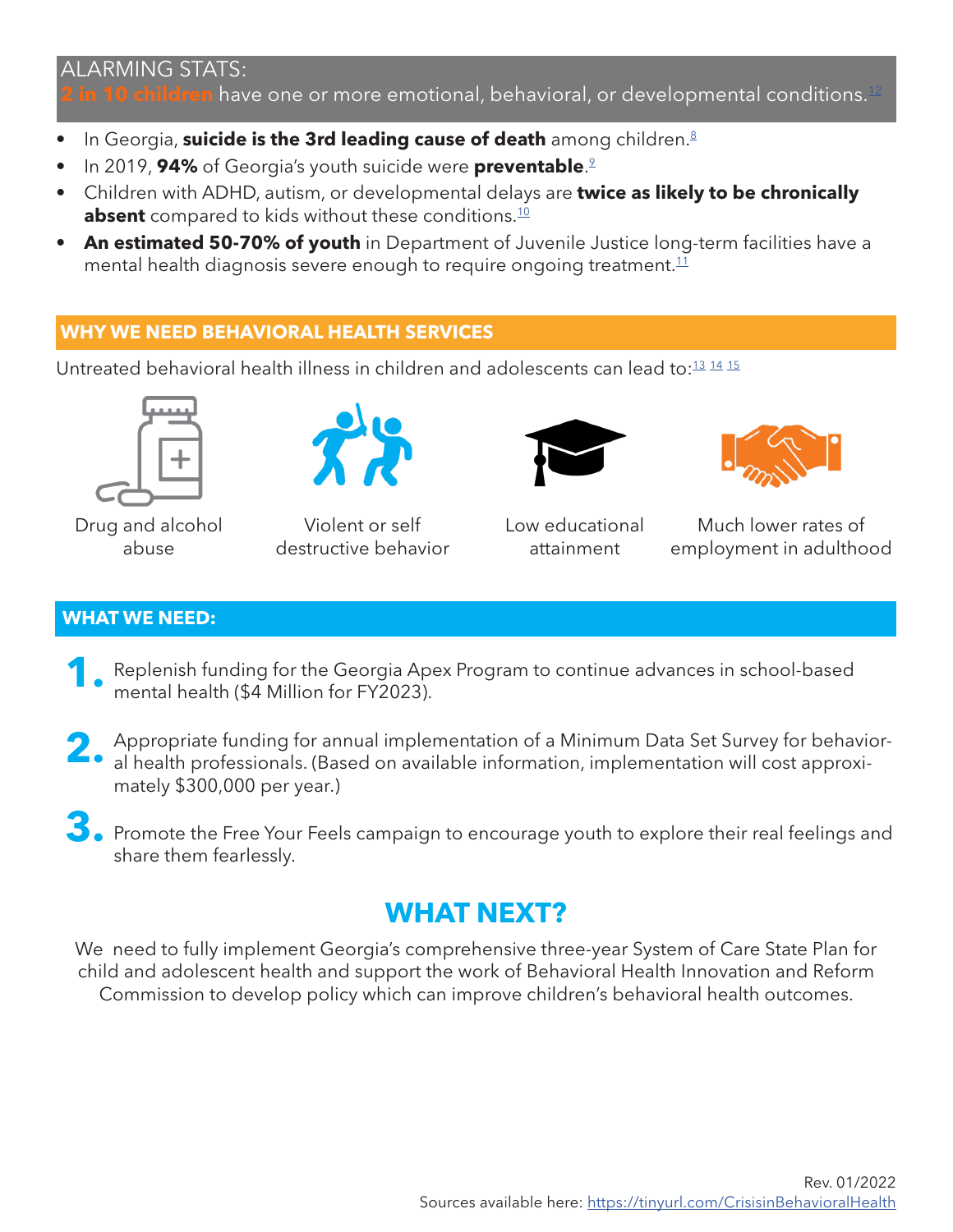ALARMING STATS:

**2 in 10 children** have one or more emotional, behavioral, or developmental conditions.[12]

- In Georgia, **suicide is the 3rd leading cause of death** among children.[8]
- In 2019, **94%** of Georgia's youth suicide were **preventable**.[9]
- Children with ADHD, autism, or developmental delays are **twice as likely to be chronically absent** compared to kids without these conditions.[10]
- **An estimated 50-70% of youth** in Department of Juvenile Justice long-term facilities have a mental health diagnosis severe enough to require ongoing treatment.[11]

## WHY WE NEED BEHAVIORAL HEALTH SERVICES

Untreated behavioral health illness in children and adolescents can lead to:[13] [14] [15]

- Drug and alcohol abuse
- Violent or self destructive behavior
- Low educational attainment
- Much lower rates of employment in adulthood

## WHAT WE NEED:

1. Replenish funding for the Georgia Apex Program to continue advances in school-based mental health ($4 Million for FY2023).
2. Appropriate funding for annual implementation of a Minimum Data Set Survey for behavioral health professionals. (Based on available information, implementation will cost approximately $300,000 per year.)
3. Promote the Free Your Feels campaign to encourage youth to explore their real feelings and share them fearlessly.

## WHAT NEXT?

We need to fully implement Georgia's comprehensive three-year System of Care State Plan for child and adolescent health and support the work of Behavioral Health Innovation and Reform Commission to develop policy which can improve children's behavioral health outcomes.

Rev. 01/2022

Sources available here: https://tinyurl.com/CrisisinBehavioralHealth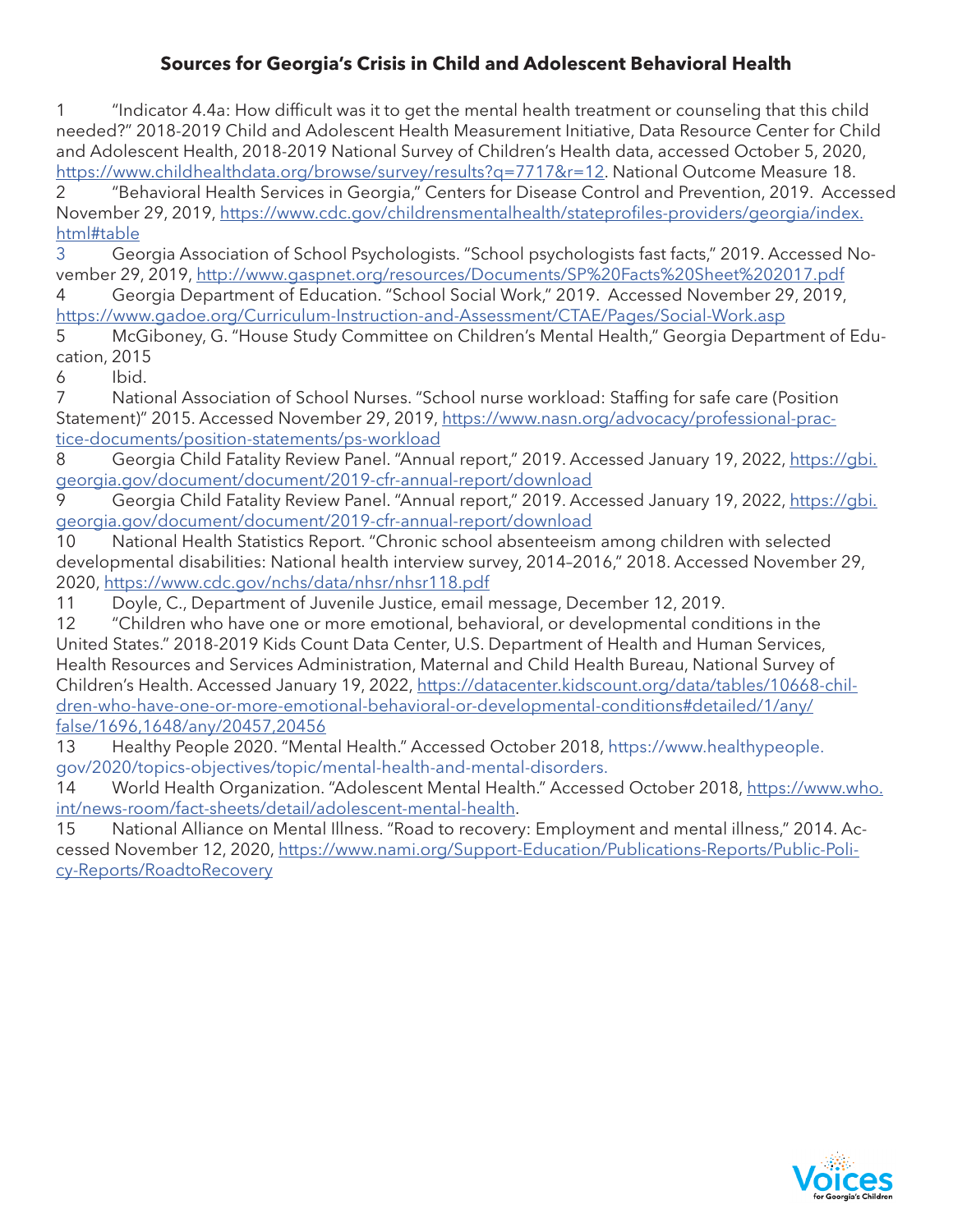**Sources for Georgia's Crisis in Child and Adolescent Behavioral Health**

1. "Indicator 4.4a: How difficult was it to get the mental health treatment or counseling that this child needed?" 2018-2019 Child and Adolescent Health Measurement Initiative, Data Resource Center for Child and Adolescent Health, 2018-2019 National Survey of Children's Health data, accessed October 5, 2020, https://www.childhealthdata.org/browse/survey/results?q=7717&r=12. National Outcome Measure 18.
2. "Behavioral Health Services in Georgia," Centers for Disease Control and Prevention, 2019. Accessed November 29, 2019, https://www.cdc.gov/childrensmentalhealth/stateprofiles-providers/georgia/index.html#table
3. Georgia Association of School Psychologists. "School psychologists fast facts," 2019. Accessed November 29, 2019, http://www.gaspnet.org/resources/Documents/SP%20Facts%20Sheet%202017.pdf
4. Georgia Department of Education. "School Social Work," 2019. Accessed November 29, 2019, https://www.gadoe.org/Curriculum-Instruction-and-Assessment/CTAE/Pages/Social-Work.asp
5. McGiboney, G. "House Study Committee on Children's Mental Health," Georgia Department of Education, 2015
6. Ibid.
7. National Association of School Nurses. "School nurse workload: Staffing for safe care (Position Statement)" 2015. Accessed November 29, 2019, https://www.nasn.org/advocacy/professional-practice-documents/position-statements/ps-workload
8. Georgia Child Fatality Review Panel. "Annual report," 2019. Accessed January 19, 2022, https://gbi.georgia.gov/document/document/2019-cfr-annual-report/download
9. Georgia Child Fatality Review Panel. "Annual report," 2019. Accessed January 19, 2022, https://gbi.georgia.gov/document/document/2019-cfr-annual-report/download
10. National Health Statistics Report. "Chronic school absenteeism among children with selected developmental disabilities: National health interview survey, 2014–2016," 2018. Accessed November 29, 2020, https://www.cdc.gov/nchs/data/nhsr/nhsr118.pdf
11. Doyle, C., Department of Juvenile Justice, email message, December 12, 2019.
12. "Children who have one or more emotional, behavioral, or developmental conditions in the United States." 2018-2019 Kids Count Data Center, U.S. Department of Health and Human Services, Health Resources and Services Administration, Maternal and Child Health Bureau, National Survey of Children's Health. Accessed January 19, 2022, https://datacenter.kidscount.org/data/tables/10668-children-who-have-one-or-more-emotional-behavioral-or-developmental-conditions#detailed/1/any/false/1696,1648/any/20457,20456
13. Healthy People 2020. "Mental Health." Accessed October 2018, https://www.healthypeople.gov/2020/topics-objectives/topic/mental-health-and-mental-disorders.
14. World Health Organization. "Adolescent Mental Health." Accessed October 2018, https://www.who.int/news-room/fact-sheets/detail/adolescent-mental-health.
15. National Alliance on Mental Illness. "Road to recovery: Employment and mental illness," 2014. Accessed November 12, 2020, https://www.nami.org/Support-Education/Publications-Reports/Public-Policy-Reports/RoadtoRecovery